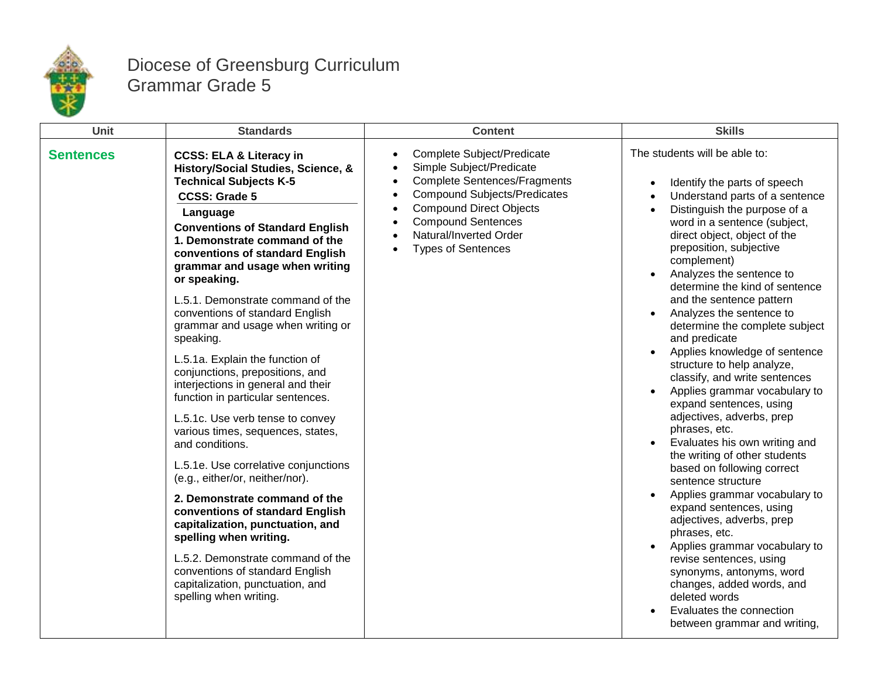# Diocese of Greensburg Curriculum
## Grammar Grade 5

| Unit | Standards | Content | Skills |
|---|---|---|---|
| **Sentences** | **CCSS: ELA & Literacy in History/Social Studies, Science, & Technical Subjects K-5**<br>**CCSS: Grade 5**<br>**Language**<br>**Conventions of Standard English**<br>**1. Demonstrate command of the conventions of standard English grammar and usage when writing or speaking.**<br><br>L.5.1. Demonstrate command of the conventions of standard English grammar and usage when writing or speaking.<br><br>L.5.1a. Explain the function of conjunctions, prepositions, and interjections in general and their function in particular sentences.<br><br>L.5.1c. Use verb tense to convey various times, sequences, states, and conditions.<br><br>L.5.1e. Use correlative conjunctions (e.g., either/or, neither/nor).<br><br>**2. Demonstrate command of the conventions of standard English capitalization, punctuation, and spelling when writing.**<br><br>L.5.2. Demonstrate command of the conventions of standard English capitalization, punctuation, and spelling when writing. | • Complete Subject/Predicate<br>• Simple Subject/Predicate<br>• Complete Sentences/Fragments<br>• Compound Subjects/Predicates<br>• Compound Direct Objects<br>• Compound Sentences<br>• Natural/Inverted Order<br>• Types of Sentences | The students will be able to:<br><br>• Identify the parts of speech<br>• Understand parts of a sentence<br>• Distinguish the purpose of a word in a sentence (subject, direct object, object of the preposition, subjective complement)<br>• Analyzes the sentence to determine the kind of sentence and the sentence pattern<br>• Analyzes the sentence to determine the complete subject and predicate<br>• Applies knowledge of sentence structure to help analyze, classify, and write sentences<br>• Applies grammar vocabulary to expand sentences, using adjectives, adverbs, prep phrases, etc.<br>• Evaluates his own writing and the writing of other students based on following correct sentence structure<br>• Applies grammar vocabulary to expand sentences, using adjectives, adverbs, prep phrases, etc.<br>• Applies grammar vocabulary to revise sentences, using synonyms, antonyms, word changes, added words, and deleted words<br>• Evaluates the connection between grammar and writing, |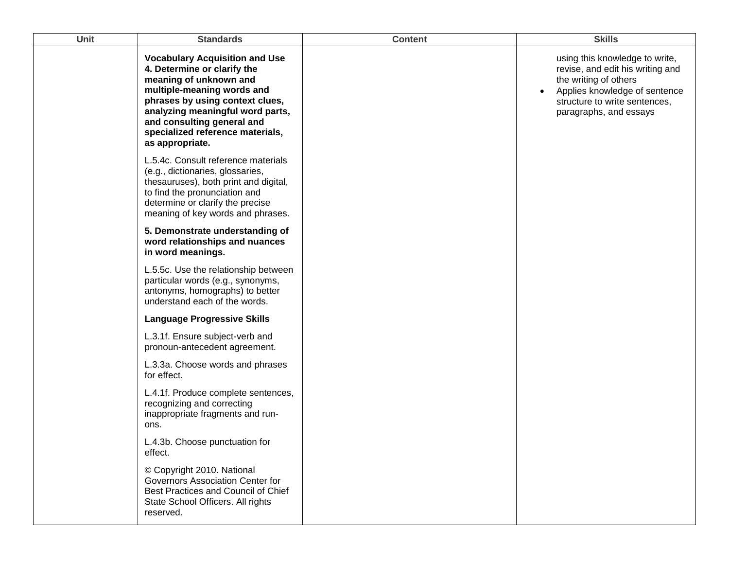| Unit | Standards | Content | Skills |
| --- | --- | --- | --- |
| | **Vocabulary Acquisition and Use**<br>**4. Determine or clarify the meaning of unknown and multiple-meaning words and phrases by using context clues, analyzing meaningful word parts, and consulting general and specialized reference materials, as appropriate.**<br><br>L.5.4c. Consult reference materials (e.g., dictionaries, glossaries, thesauruses), both print and digital, to find the pronunciation and determine or clarify the precise meaning of key words and phrases.<br><br>**5. Demonstrate understanding of word relationships and nuances in word meanings.**<br><br>L.5.5c. Use the relationship between particular words (e.g., synonyms, antonyms, homographs) to better understand each of the words.<br><br>**Language Progressive Skills**<br><br>L.3.1f. Ensure subject-verb and pronoun-antecedent agreement.<br><br>L.3.3a. Choose words and phrases for effect.<br><br>L.4.1f. Produce complete sentences, recognizing and correcting inappropriate fragments and run-ons.<br><br>L.4.3b. Choose punctuation for effect.<br><br>© Copyright 2010. National Governors Association Center for Best Practices and Council of Chief State School Officers. All rights reserved. | | using this knowledge to write, revise, and edit his writing and the writing of others<br>• Applies knowledge of sentence structure to write sentences, paragraphs, and essays |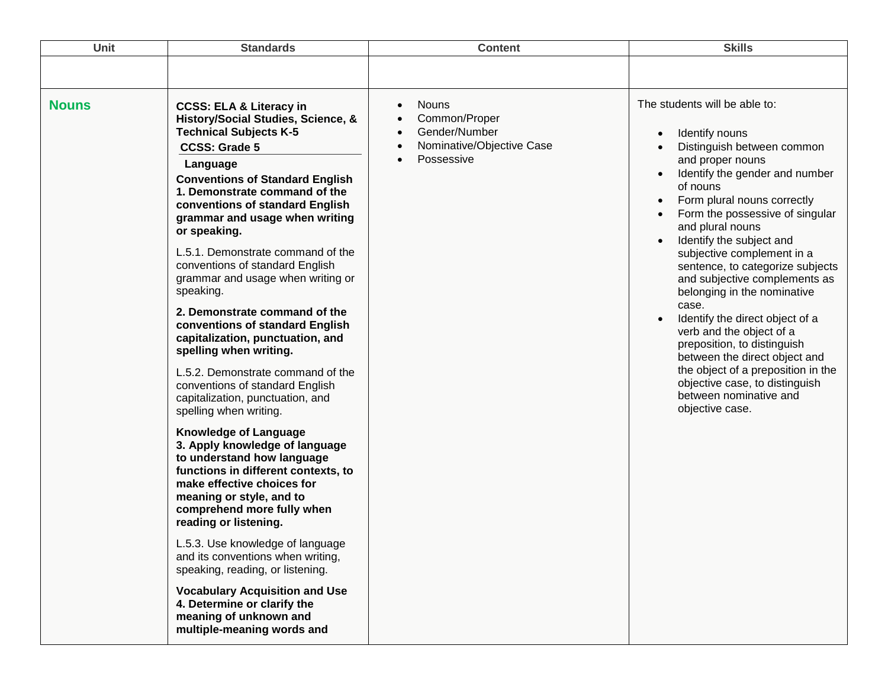| Unit | Standards | Content | Skills |
|---|---|---|---|
| | | | |
| **Nouns** | **CCSS: ELA & Literacy in History/Social Studies, Science, & Technical Subjects K-5**<br>**CCSS: Grade 5**<br>**Language**<br>**Conventions of Standard English**<br>**1. Demonstrate command of the conventions of standard English grammar and usage when writing or speaking.**<br><br>L.5.1. Demonstrate command of the conventions of standard English grammar and usage when writing or speaking.<br><br>**2. Demonstrate command of the conventions of standard English capitalization, punctuation, and spelling when writing.**<br><br>L.5.2. Demonstrate command of the conventions of standard English capitalization, punctuation, and spelling when writing.<br><br>**Knowledge of Language**<br>**3. Apply knowledge of language to understand how language functions in different contexts, to make effective choices for meaning or style, and to comprehend more fully when reading or listening.**<br><br>L.5.3. Use knowledge of language and its conventions when writing, speaking, reading, or listening.<br><br>**Vocabulary Acquisition and Use**<br>**4. Determine or clarify the meaning of unknown and multiple-meaning words and** | • Nouns<br>• Common/Proper<br>• Gender/Number<br>• Nominative/Objective Case<br>• Possessive | The students will be able to:<br><br>• Identify nouns<br>• Distinguish between common and proper nouns<br>• Identify the gender and number of nouns<br>• Form plural nouns correctly<br>• Form the possessive of singular and plural nouns<br>• Identify the subject and subjective complement in a sentence, to categorize subjects and subjective complements as belonging in the nominative case.<br>• Identify the direct object of a verb and the object of a preposition, to distinguish between the direct object and the object of a preposition in the objective case, to distinguish between nominative and objective case. |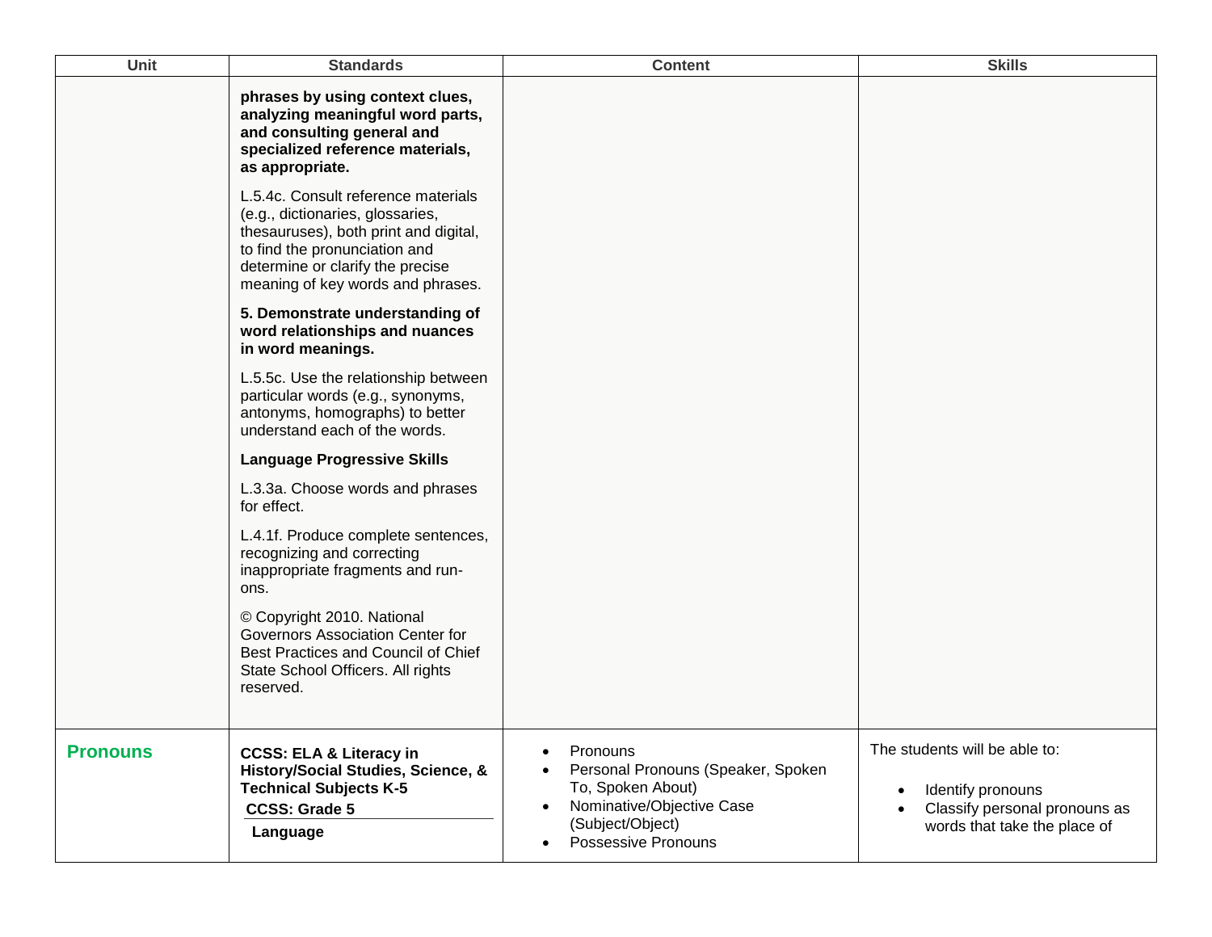| Unit | Standards | Content | Skills |
| --- | --- | --- | --- |
| | **phrases by using context clues, analyzing meaningful word parts, and consulting general and specialized reference materials, as appropriate.**<br><br>L.5.4c. Consult reference materials (e.g., dictionaries, glossaries, thesauruses), both print and digital, to find the pronunciation and determine or clarify the precise meaning of key words and phrases.<br><br>**5. Demonstrate understanding of word relationships and nuances in word meanings.**<br><br>L.5.5c. Use the relationship between particular words (e.g., synonyms, antonyms, homographs) to better understand each of the words.<br><br>**Language Progressive Skills**<br><br>L.3.3a. Choose words and phrases for effect.<br><br>L.4.1f. Produce complete sentences, recognizing and correcting inappropriate fragments and run-ons.<br><br>© Copyright 2010. National Governors Association Center for Best Practices and Council of Chief State School Officers. All rights reserved. | | |
| **Pronouns** | **CCSS: ELA & Literacy in History/Social Studies, Science, & Technical Subjects K-5**<br><br>**CCSS: Grade 5**<br><br>**Language** | • Pronouns<br>• Personal Pronouns (Speaker, Spoken To, Spoken About)<br>• Nominative/Objective Case (Subject/Object)<br>• Possessive Pronouns | The students will be able to:<br><br>• Identify pronouns<br>• Classify personal pronouns as words that take the place of |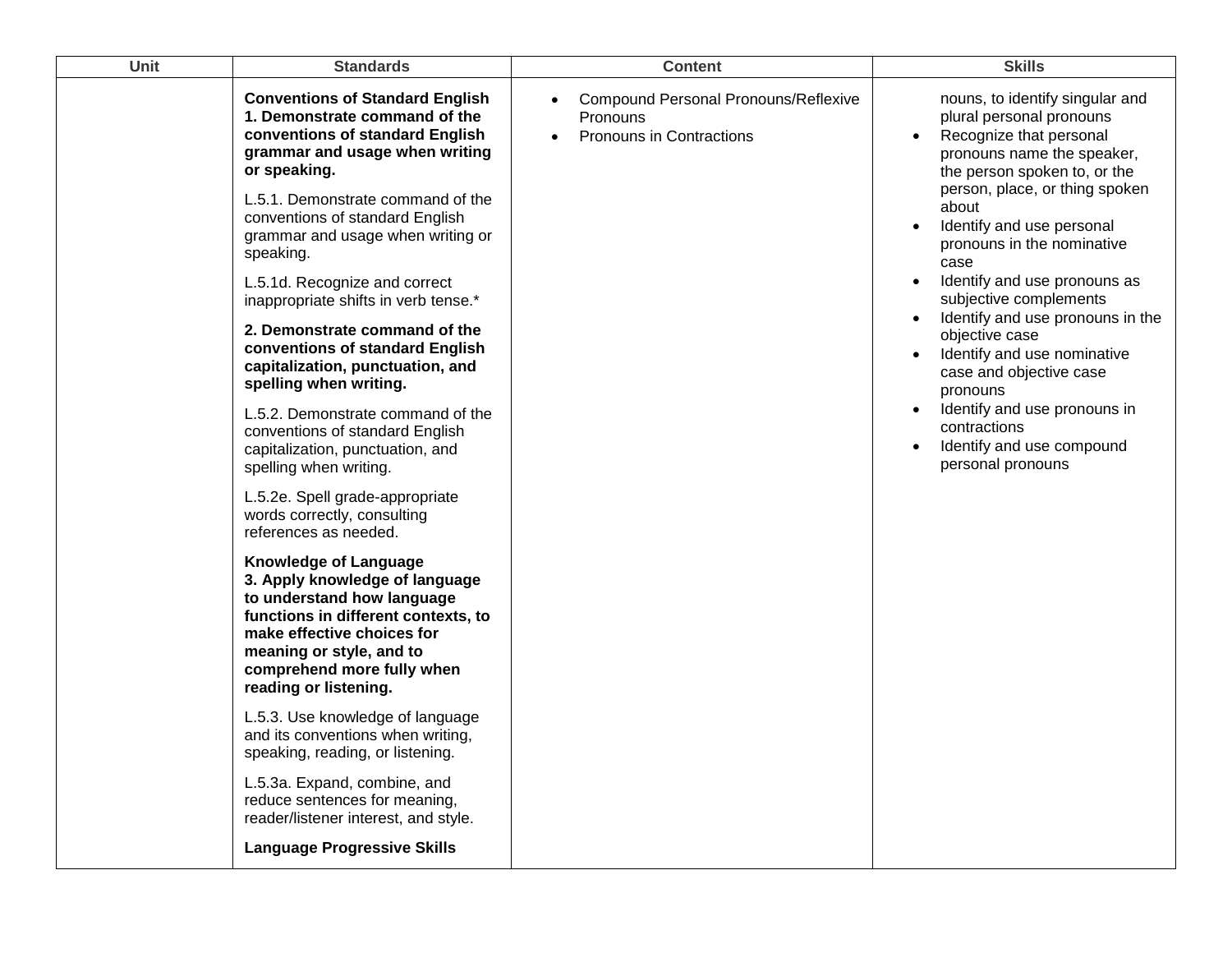| Unit | Standards | Content | Skills |
|---|---|---|---|
| | **Conventions of Standard English 1. Demonstrate command of the conventions of standard English grammar and usage when writing or speaking.**<br><br>L.5.1. Demonstrate command of the conventions of standard English grammar and usage when writing or speaking.<br><br>L.5.1d. Recognize and correct inappropriate shifts in verb tense.*<br><br>**2. Demonstrate command of the conventions of standard English capitalization, punctuation, and spelling when writing.**<br><br>L.5.2. Demonstrate command of the conventions of standard English capitalization, punctuation, and spelling when writing.<br><br>L.5.2e. Spell grade-appropriate words correctly, consulting references as needed.<br><br>**Knowledge of Language 3. Apply knowledge of language to understand how language functions in different contexts, to make effective choices for meaning or style, and to comprehend more fully when reading or listening.**<br><br>L.5.3. Use knowledge of language and its conventions when writing, speaking, reading, or listening.<br><br>L.5.3a. Expand, combine, and reduce sentences for meaning, reader/listener interest, and style.<br><br>**Language Progressive Skills** | • Compound Personal Pronouns/Reflexive Pronouns<br>• Pronouns in Contractions | nouns, to identify singular and plural personal pronouns<br>• Recognize that personal pronouns name the speaker, the person spoken to, or the person, place, or thing spoken about<br>• Identify and use personal pronouns in the nominative case<br>• Identify and use pronouns as subjective complements<br>• Identify and use pronouns in the objective case<br>• Identify and use nominative case and objective case pronouns<br>• Identify and use pronouns in contractions<br>• Identify and use compound personal pronouns |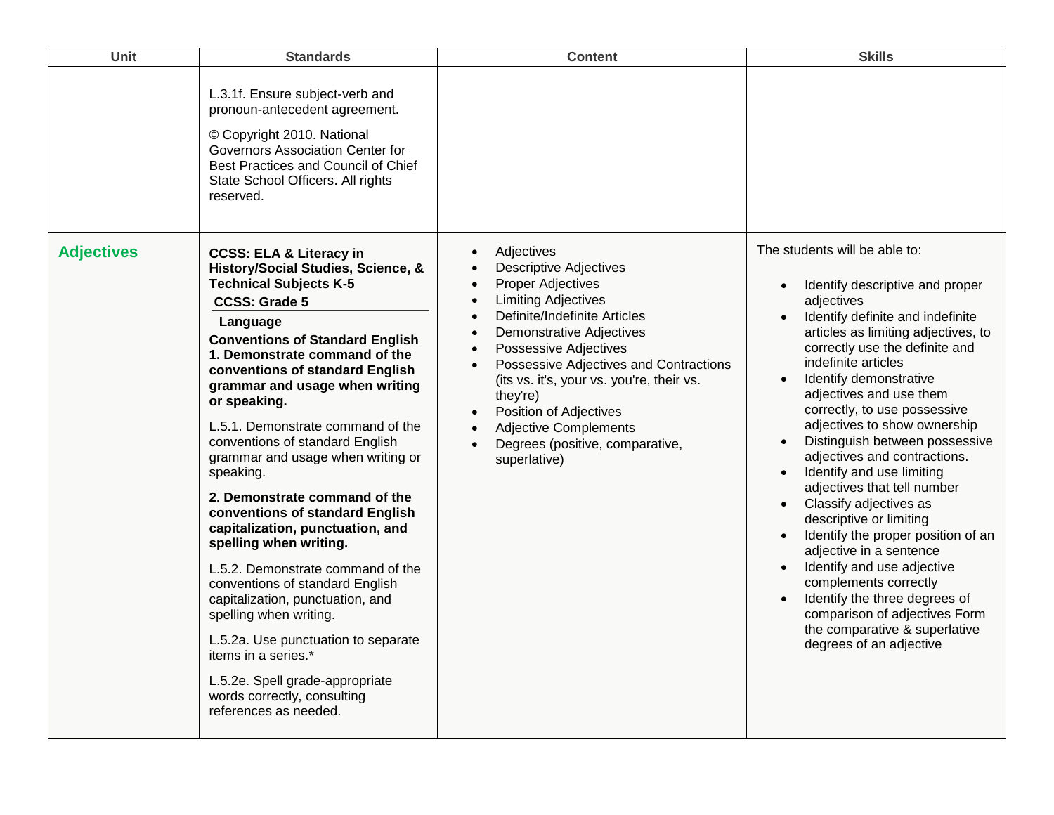| Unit | Standards | Content | Skills |
| --- | --- | --- | --- |
| | L.3.1f. Ensure subject-verb and pronoun-antecedent agreement.<br><br>© Copyright 2010. National Governors Association Center for Best Practices and Council of Chief State School Officers. All rights reserved. | | |
| **Adjectives** | **CCSS: ELA & Literacy in History/Social Studies, Science, & Technical Subjects K-5**<br>**CCSS: Grade 5**<br>**Language**<br>**Conventions of Standard English**<br>**1. Demonstrate command of the conventions of standard English grammar and usage when writing or speaking.**<br><br>L.5.1. Demonstrate command of the conventions of standard English grammar and usage when writing or speaking.<br><br>**2. Demonstrate command of the conventions of standard English capitalization, punctuation, and spelling when writing.**<br><br>L.5.2. Demonstrate command of the conventions of standard English capitalization, punctuation, and spelling when writing.<br><br>L.5.2a. Use punctuation to separate items in a series.*<br><br>L.5.2e. Spell grade-appropriate words correctly, consulting references as needed. | • Adjectives<br>• Descriptive Adjectives<br>• Proper Adjectives<br>• Limiting Adjectives<br>• Definite/Indefinite Articles<br>• Demonstrative Adjectives<br>• Possessive Adjectives<br>• Possessive Adjectives and Contractions (its vs. it's, your vs. you're, their vs. they're)<br>• Position of Adjectives<br>• Adjective Complements<br>• Degrees (positive, comparative, superlative) | The students will be able to:<br><br>• Identify descriptive and proper adjectives<br>• Identify definite and indefinite articles as limiting adjectives, to correctly use the definite and indefinite articles<br>• Identify demonstrative adjectives and use them correctly, to use possessive adjectives to show ownership<br>• Distinguish between possessive adjectives and contractions.<br>• Identify and use limiting adjectives that tell number<br>• Classify adjectives as descriptive or limiting<br>• Identify the proper position of an adjective in a sentence<br>• Identify and use adjective complements correctly<br>• Identify the three degrees of comparison of adjectives Form the comparative & superlative degrees of an adjective |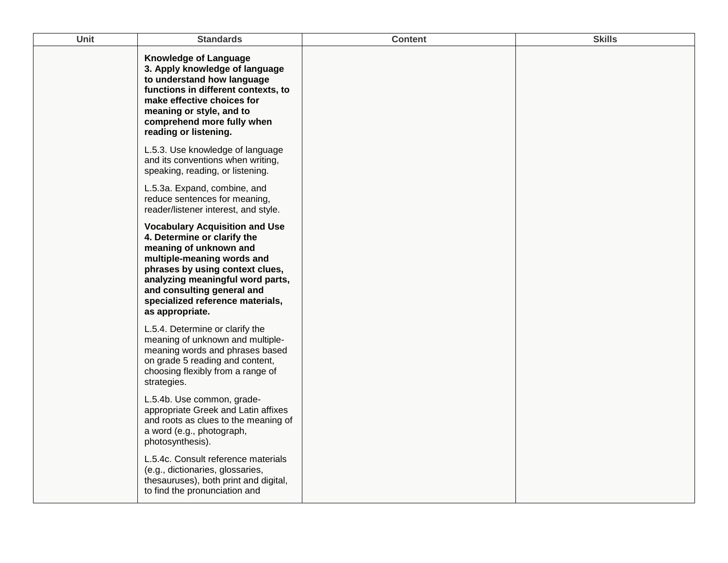| Unit | Standards | Content | Skills |
|---|---|---|---|
| | **Knowledge of Language**<br>**3. Apply knowledge of language to understand how language functions in different contexts, to make effective choices for meaning or style, and to comprehend more fully when reading or listening.**<br><br>L.5.3. Use knowledge of language and its conventions when writing, speaking, reading, or listening.<br><br>L.5.3a. Expand, combine, and reduce sentences for meaning, reader/listener interest, and style.<br><br>**Vocabulary Acquisition and Use**<br>**4. Determine or clarify the meaning of unknown and multiple-meaning words and phrases by using context clues, analyzing meaningful word parts, and consulting general and specialized reference materials, as appropriate.**<br><br>L.5.4. Determine or clarify the meaning of unknown and multiple-meaning words and phrases based on grade 5 reading and content, choosing flexibly from a range of strategies.<br><br>L.5.4b. Use common, grade-appropriate Greek and Latin affixes and roots as clues to the meaning of a word (e.g., photograph, photosynthesis).<br><br>L.5.4c. Consult reference materials (e.g., dictionaries, glossaries, thesauruses), both print and digital, to find the pronunciation and | | |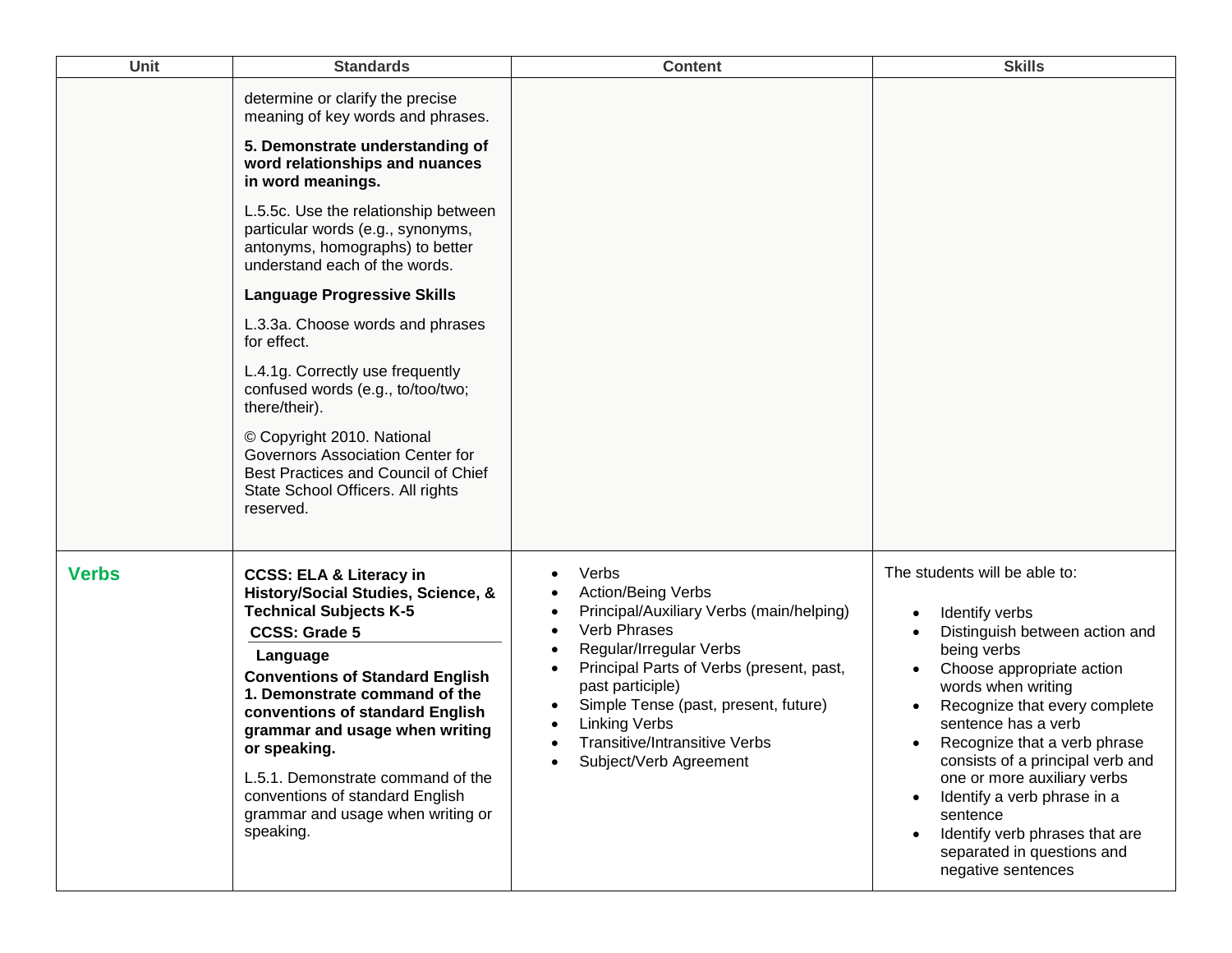| Unit | Standards | Content | Skills |
| --- | --- | --- | --- |
| | determine or clarify the precise meaning of key words and phrases.<br><br>**5. Demonstrate understanding of word relationships and nuances in word meanings.**<br><br>L.5.5c. Use the relationship between particular words (e.g., synonyms, antonyms, homographs) to better understand each of the words.<br><br>**Language Progressive Skills**<br><br>L.3.3a. Choose words and phrases for effect.<br><br>L.4.1g. Correctly use frequently confused words (e.g., to/too/two; there/their).<br><br>© Copyright 2010. National Governors Association Center for Best Practices and Council of Chief State School Officers. All rights reserved. | | |
| **Verbs** | **CCSS: ELA & Literacy in History/Social Studies, Science, & Technical Subjects K-5**<br><br>**CCSS: Grade 5**<br><br>**Language**<br><br>**Conventions of Standard English**<br>**1. Demonstrate command of the conventions of standard English grammar and usage when writing or speaking.**<br><br>L.5.1. Demonstrate command of the conventions of standard English grammar and usage when writing or speaking. | • Verbs<br>• Action/Being Verbs<br>• Principal/Auxiliary Verbs (main/helping)<br>• Verb Phrases<br>• Regular/Irregular Verbs<br>• Principal Parts of Verbs (present, past, past participle)<br>• Simple Tense (past, present, future)<br>• Linking Verbs<br>• Transitive/Intransitive Verbs<br>• Subject/Verb Agreement | The students will be able to:<br><br>• Identify verbs<br>• Distinguish between action and being verbs<br>• Choose appropriate action words when writing<br>• Recognize that every complete sentence has a verb<br>• Recognize that a verb phrase consists of a principal verb and one or more auxiliary verbs<br>• Identify a verb phrase in a sentence<br>• Identify verb phrases that are separated in questions and negative sentences |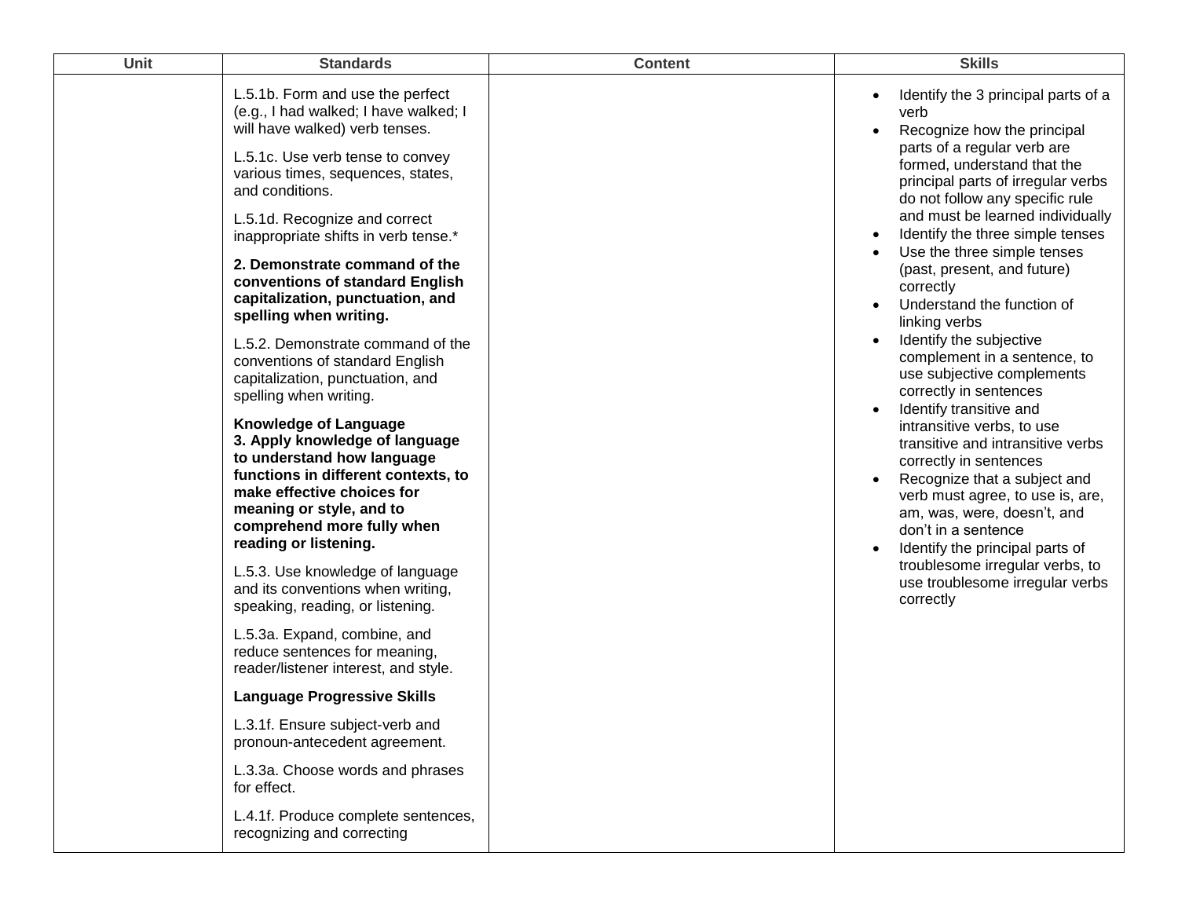| Unit | Standards | Content | Skills |
|---|---|---|---|
| | L.5.1b. Form and use the perfect (e.g., I had walked; I have walked; I will have walked) verb tenses.<br><br>L.5.1c. Use verb tense to convey various times, sequences, states, and conditions.<br><br>L.5.1d. Recognize and correct inappropriate shifts in verb tense.*<br><br>**2. Demonstrate command of the conventions of standard English capitalization, punctuation, and spelling when writing.**<br><br>L.5.2. Demonstrate command of the conventions of standard English capitalization, punctuation, and spelling when writing.<br><br>**Knowledge of Language**<br>**3. Apply knowledge of language to understand how language functions in different contexts, to make effective choices for meaning or style, and to comprehend more fully when reading or listening.**<br><br>L.5.3. Use knowledge of language and its conventions when writing, speaking, reading, or listening.<br><br>L.5.3a. Expand, combine, and reduce sentences for meaning, reader/listener interest, and style.<br><br>**Language Progressive Skills**<br><br>L.3.1f. Ensure subject-verb and pronoun-antecedent agreement.<br><br>L.3.3a. Choose words and phrases for effect.<br><br>L.4.1f. Produce complete sentences, recognizing and correcting | | • Identify the 3 principal parts of a verb<br>• Recognize how the principal parts of a regular verb are formed, understand that the principal parts of irregular verbs do not follow any specific rule and must be learned individually<br>• Identify the three simple tenses<br>• Use the three simple tenses (past, present, and future) correctly<br>• Understand the function of linking verbs<br>• Identify the subjective complement in a sentence, to use subjective complements correctly in sentences<br>• Identify transitive and intransitive verbs, to use transitive and intransitive verbs correctly in sentences<br>• Recognize that a subject and verb must agree, to use is, are, am, was, were, doesn't, and don't in a sentence<br>• Identify the principal parts of troublesome irregular verbs, to use troublesome irregular verbs correctly |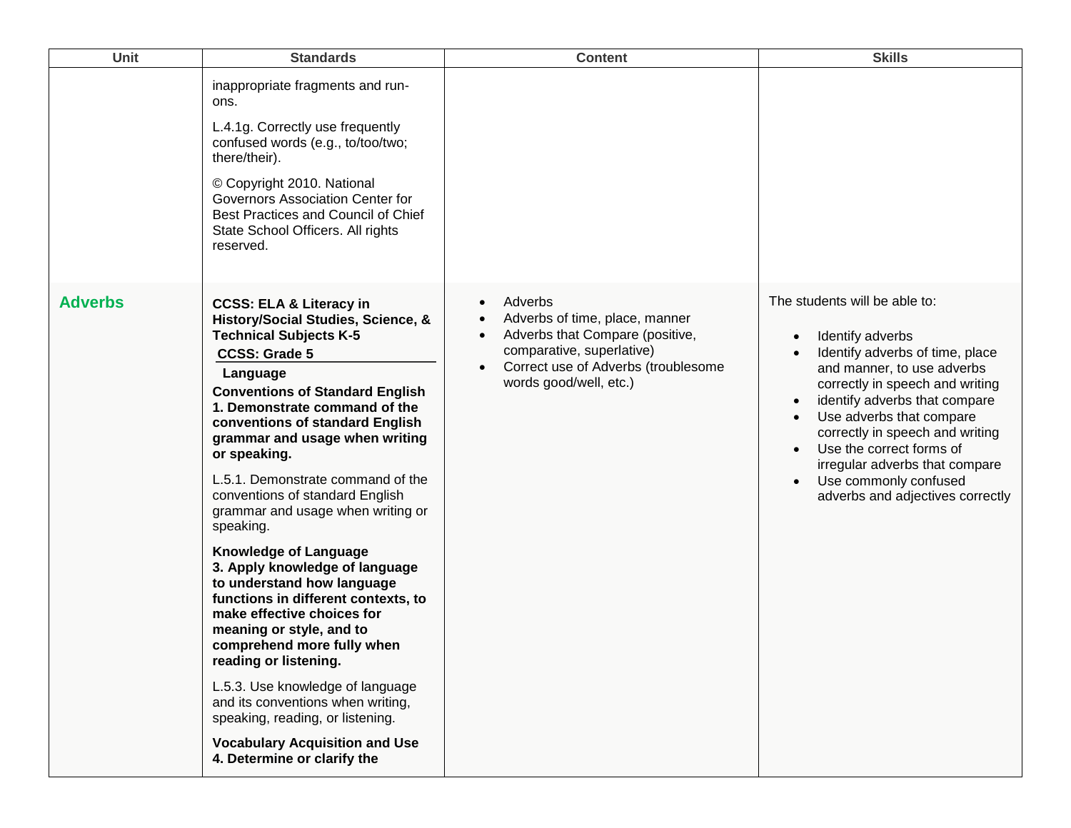| Unit | Standards | Content | Skills |
|---|---|---|---|
| | inappropriate fragments and run-ons.<br><br>L.4.1g. Correctly use frequently confused words (e.g., to/too/two; there/their).<br><br>© Copyright 2010. National Governors Association Center for Best Practices and Council of Chief State School Officers. All rights reserved. | | |
| **Adverbs** | **CCSS: ELA & Literacy in History/Social Studies, Science, & Technical Subjects K-5**<br>**CCSS: Grade 5**<br>**Language**<br>**Conventions of Standard English**<br>**1. Demonstrate command of the conventions of standard English grammar and usage when writing or speaking.**<br><br>L.5.1. Demonstrate command of the conventions of standard English grammar and usage when writing or speaking.<br><br>**Knowledge of Language**<br>**3. Apply knowledge of language to understand how language functions in different contexts, to make effective choices for meaning or style, and to comprehend more fully when reading or listening.**<br><br>L.5.3. Use knowledge of language and its conventions when writing, speaking, reading, or listening.<br><br>**Vocabulary Acquisition and Use**<br>**4. Determine or clarify the** | • Adverbs<br>• Adverbs of time, place, manner<br>• Adverbs that Compare (positive, comparative, superlative)<br>• Correct use of Adverbs (troublesome words good/well, etc.) | The students will be able to:<br><br>• Identify adverbs<br>• Identify adverbs of time, place and manner, to use adverbs correctly in speech and writing<br>• identify adverbs that compare<br>• Use adverbs that compare correctly in speech and writing<br>• Use the correct forms of irregular adverbs that compare<br>• Use commonly confused adverbs and adjectives correctly |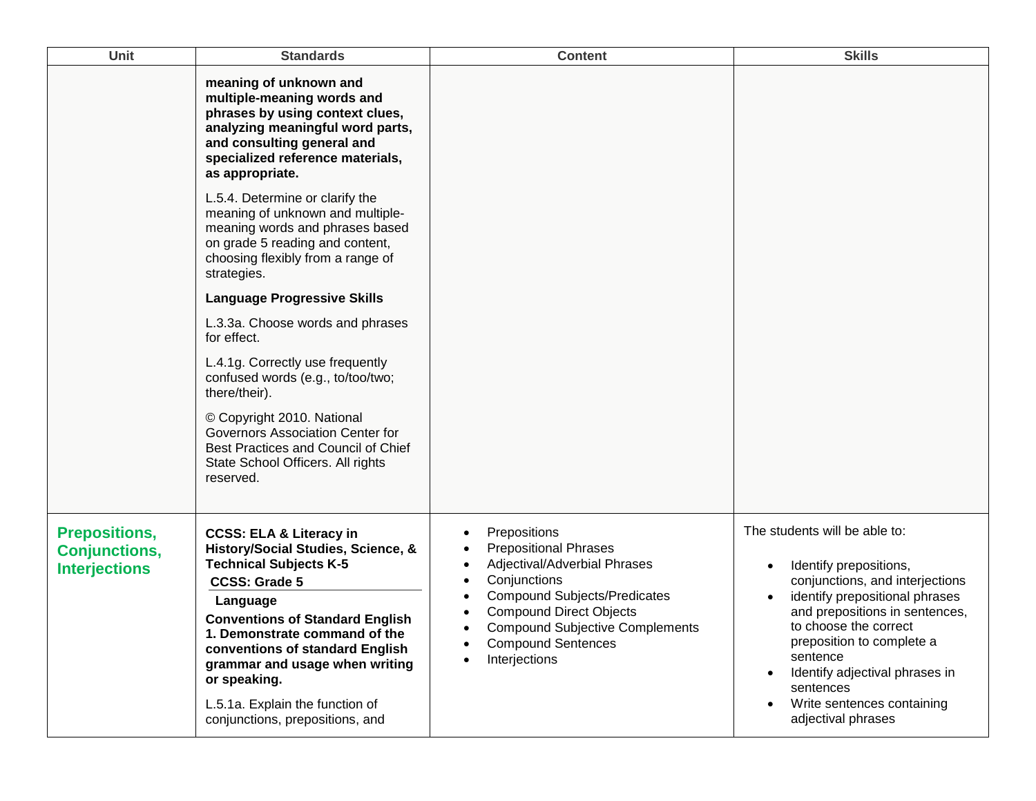| Unit | Standards | Content | Skills |
| --- | --- | --- | --- |
| | **meaning of unknown and multiple-meaning words and phrases by using context clues, analyzing meaningful word parts, and consulting general and specialized reference materials, as appropriate.**<br><br>L.5.4. Determine or clarify the meaning of unknown and multiple-meaning words and phrases based on grade 5 reading and content, choosing flexibly from a range of strategies.<br><br>**Language Progressive Skills**<br><br>L.3.3a. Choose words and phrases for effect.<br><br>L.4.1g. Correctly use frequently confused words (e.g., to/too/two; there/their).<br><br>© Copyright 2010. National Governors Association Center for Best Practices and Council of Chief State School Officers. All rights reserved. | | |
| **Prepositions, Conjunctions, Interjections** | **CCSS: ELA & Literacy in History/Social Studies, Science, & Technical Subjects K-5**<br>**CCSS: Grade 5**<br>**Language**<br>**Conventions of Standard English**<br>**1. Demonstrate command of the conventions of standard English grammar and usage when writing or speaking.**<br><br>L.5.1a. Explain the function of conjunctions, prepositions, and | • Prepositions<br>• Prepositional Phrases<br>• Adjectival/Adverbial Phrases<br>• Conjunctions<br>• Compound Subjects/Predicates<br>• Compound Direct Objects<br>• Compound Subjective Complements<br>• Compound Sentences<br>• Interjections | The students will be able to:<br><br>• Identify prepositions, conjunctions, and interjections<br>• identify prepositional phrases and prepositions in sentences, to choose the correct preposition to complete a sentence<br>• Identify adjectival phrases in sentences<br>• Write sentences containing adjectival phrases |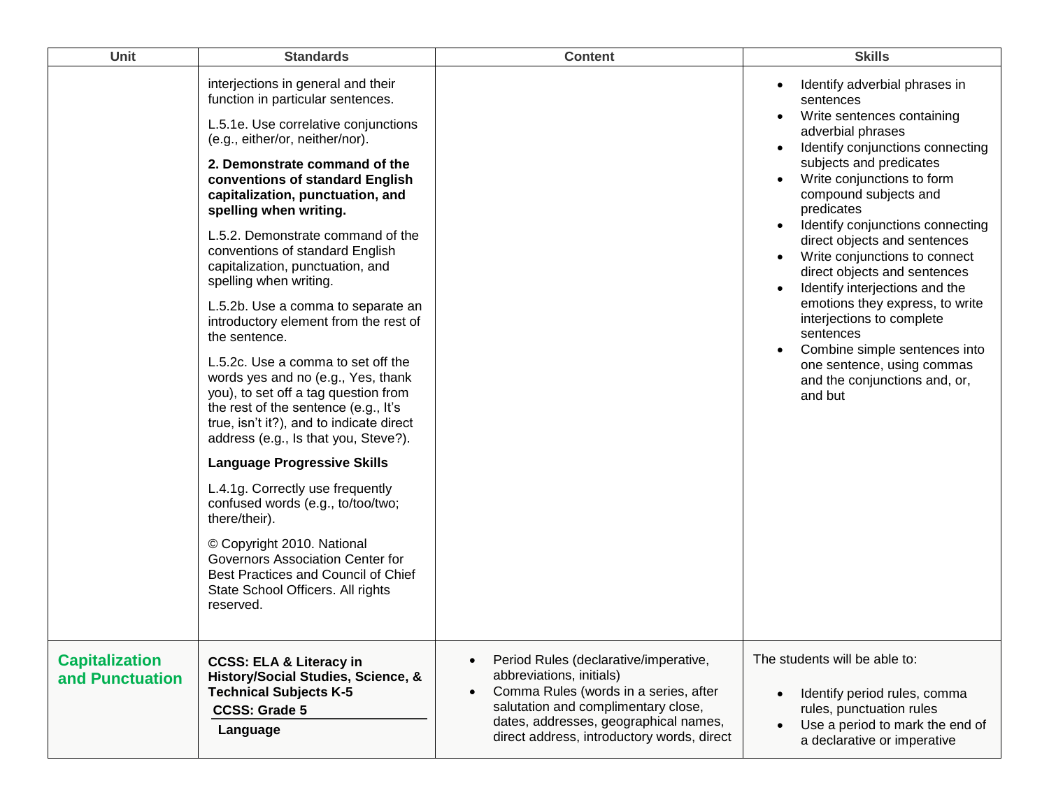| Unit | Standards | Content | Skills |
|---|---|---|---|
| | interjections in general and their function in particular sentences.<br><br>L.5.1e. Use correlative conjunctions (e.g., either/or, neither/nor).<br><br>**2. Demonstrate command of the conventions of standard English capitalization, punctuation, and spelling when writing.**<br><br>L.5.2. Demonstrate command of the conventions of standard English capitalization, punctuation, and spelling when writing.<br><br>L.5.2b. Use a comma to separate an introductory element from the rest of the sentence.<br><br>L.5.2c. Use a comma to set off the words yes and no (e.g., Yes, thank you), to set off a tag question from the rest of the sentence (e.g., It's true, isn't it?), and to indicate direct address (e.g., Is that you, Steve?).<br><br>**Language Progressive Skills**<br><br>L.4.1g. Correctly use frequently confused words (e.g., to/too/two; there/their).<br><br>© Copyright 2010. National Governors Association Center for Best Practices and Council of Chief State School Officers. All rights reserved. | | • Identify adverbial phrases in sentences<br>• Write sentences containing adverbial phrases<br>• Identify conjunctions connecting subjects and predicates<br>• Write conjunctions to form compound subjects and predicates<br>• Identify conjunctions connecting direct objects and sentences<br>• Write conjunctions to connect direct objects and sentences<br>• Identify interjections and the emotions they express, to write interjections to complete sentences<br>• Combine simple sentences into one sentence, using commas and the conjunctions and, or, and but |
| **Capitalization and Punctuation** | **CCSS: ELA & Literacy in History/Social Studies, Science, & Technical Subjects K-5**<br><br>**CCSS: Grade 5**<br><br>**Language** | • Period Rules (declarative/imperative, abbreviations, initials)<br>• Comma Rules (words in a series, after salutation and complimentary close, dates, addresses, geographical names, direct address, introductory words, direct | The students will be able to:<br><br>• Identify period rules, comma rules, punctuation rules<br>• Use a period to mark the end of a declarative or imperative |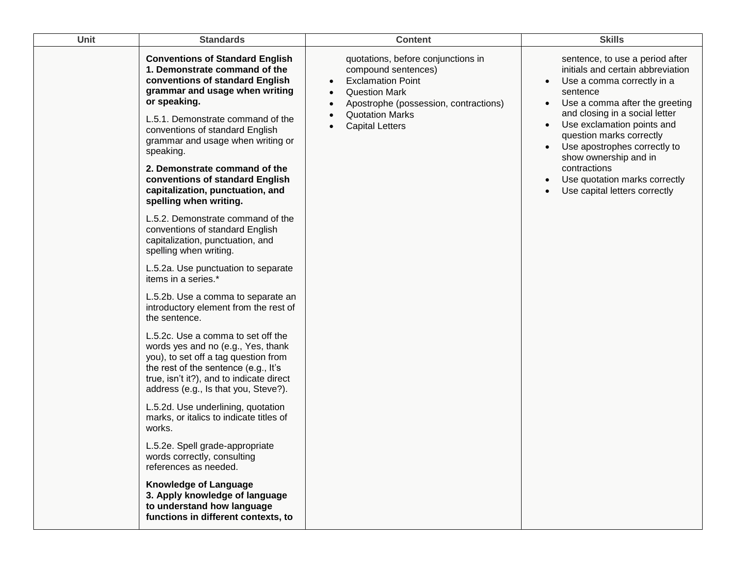| Unit | Standards | Content | Skills |
|---|---|---|---|
| | **Conventions of Standard English**<br>**1. Demonstrate command of the conventions of standard English grammar and usage when writing or speaking.**<br><br>L.5.1. Demonstrate command of the conventions of standard English grammar and usage when writing or speaking.<br><br>**2. Demonstrate command of the conventions of standard English capitalization, punctuation, and spelling when writing.**<br><br>L.5.2. Demonstrate command of the conventions of standard English capitalization, punctuation, and spelling when writing.<br><br>L.5.2a. Use punctuation to separate items in a series.*<br><br>L.5.2b. Use a comma to separate an introductory element from the rest of the sentence.<br><br>L.5.2c. Use a comma to set off the words yes and no (e.g., Yes, thank you), to set off a tag question from the rest of the sentence (e.g., It's true, isn't it?), and to indicate direct address (e.g., Is that you, Steve?).<br><br>L.5.2d. Use underlining, quotation marks, or italics to indicate titles of works.<br><br>L.5.2e. Spell grade-appropriate words correctly, consulting references as needed.<br><br>**Knowledge of Language**<br>**3. Apply knowledge of language to understand how language functions in different contexts, to** | quotations, before conjunctions in compound sentences)<br>• Exclamation Point<br>• Question Mark<br>• Apostrophe (possession, contractions)<br>• Quotation Marks<br>• Capital Letters | sentence, to use a period after initials and certain abbreviation<br>• Use a comma correctly in a sentence<br>• Use a comma after the greeting and closing in a social letter<br>• Use exclamation points and question marks correctly<br>• Use apostrophes correctly to show ownership and in contractions<br>• Use quotation marks correctly<br>• Use capital letters correctly |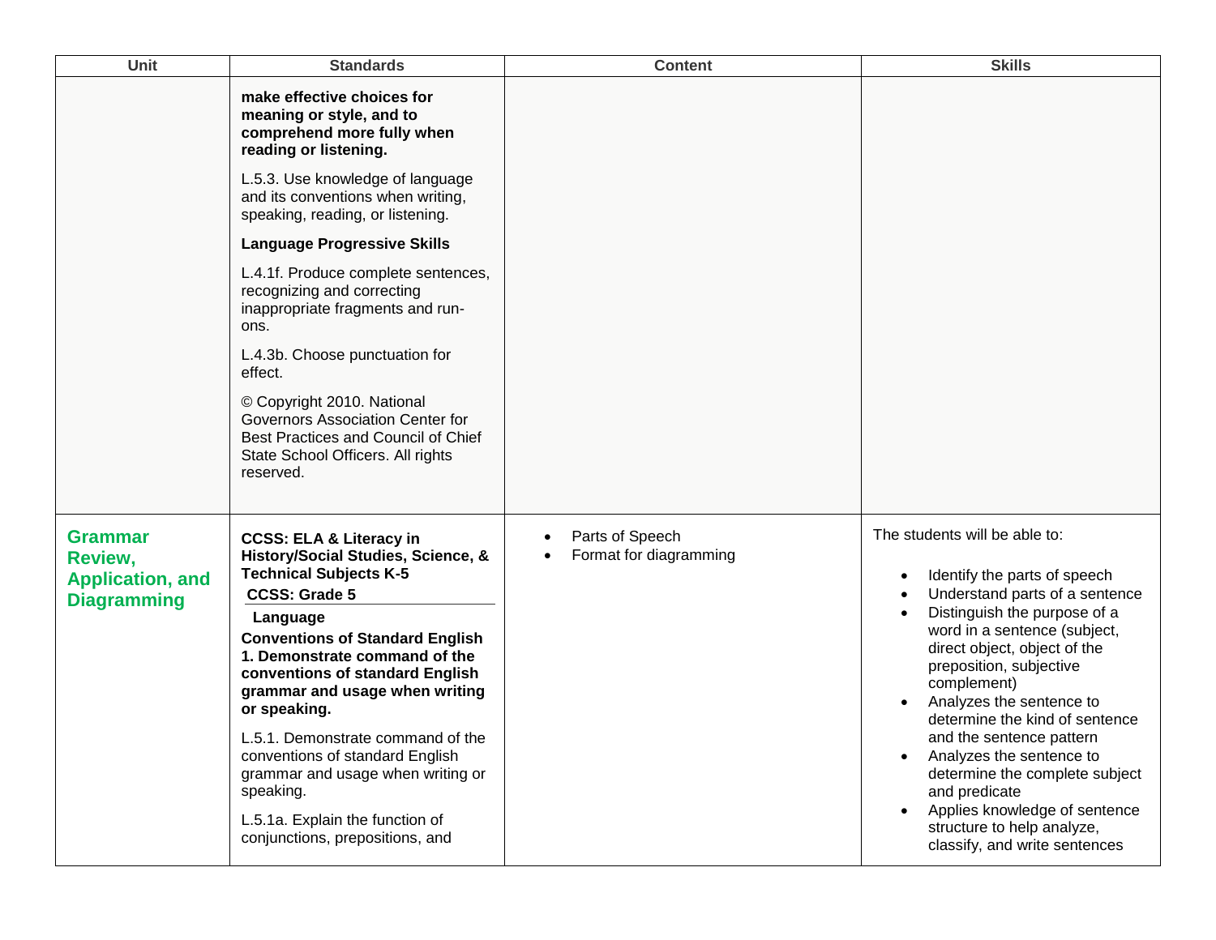| Unit | Standards | Content | Skills |
|---|---|---|---|
| | **make effective choices for meaning or style, and to comprehend more fully when reading or listening.**<br><br>L.5.3. Use knowledge of language and its conventions when writing, speaking, reading, or listening.<br><br>**Language Progressive Skills**<br><br>L.4.1f. Produce complete sentences, recognizing and correcting inappropriate fragments and run-ons.<br><br>L.4.3b. Choose punctuation for effect.<br><br>© Copyright 2010. National Governors Association Center for Best Practices and Council of Chief State School Officers. All rights reserved. | | |
| **Grammar Review, Application, and Diagramming** | **CCSS: ELA & Literacy in History/Social Studies, Science, & Technical Subjects K-5**<br>**CCSS: Grade 5**<br>**Language**<br>**Conventions of Standard English**<br>**1. Demonstrate command of the conventions of standard English grammar and usage when writing or speaking.**<br><br>L.5.1. Demonstrate command of the conventions of standard English grammar and usage when writing or speaking.<br><br>L.5.1a. Explain the function of conjunctions, prepositions, and | • Parts of Speech<br>• Format for diagramming | The students will be able to:<br><br>• Identify the parts of speech<br>• Understand parts of a sentence<br>• Distinguish the purpose of a word in a sentence (subject, direct object, object of the preposition, subjective complement)<br>• Analyzes the sentence to determine the kind of sentence and the sentence pattern<br>• Analyzes the sentence to determine the complete subject and predicate<br>• Applies knowledge of sentence structure to help analyze, classify, and write sentences |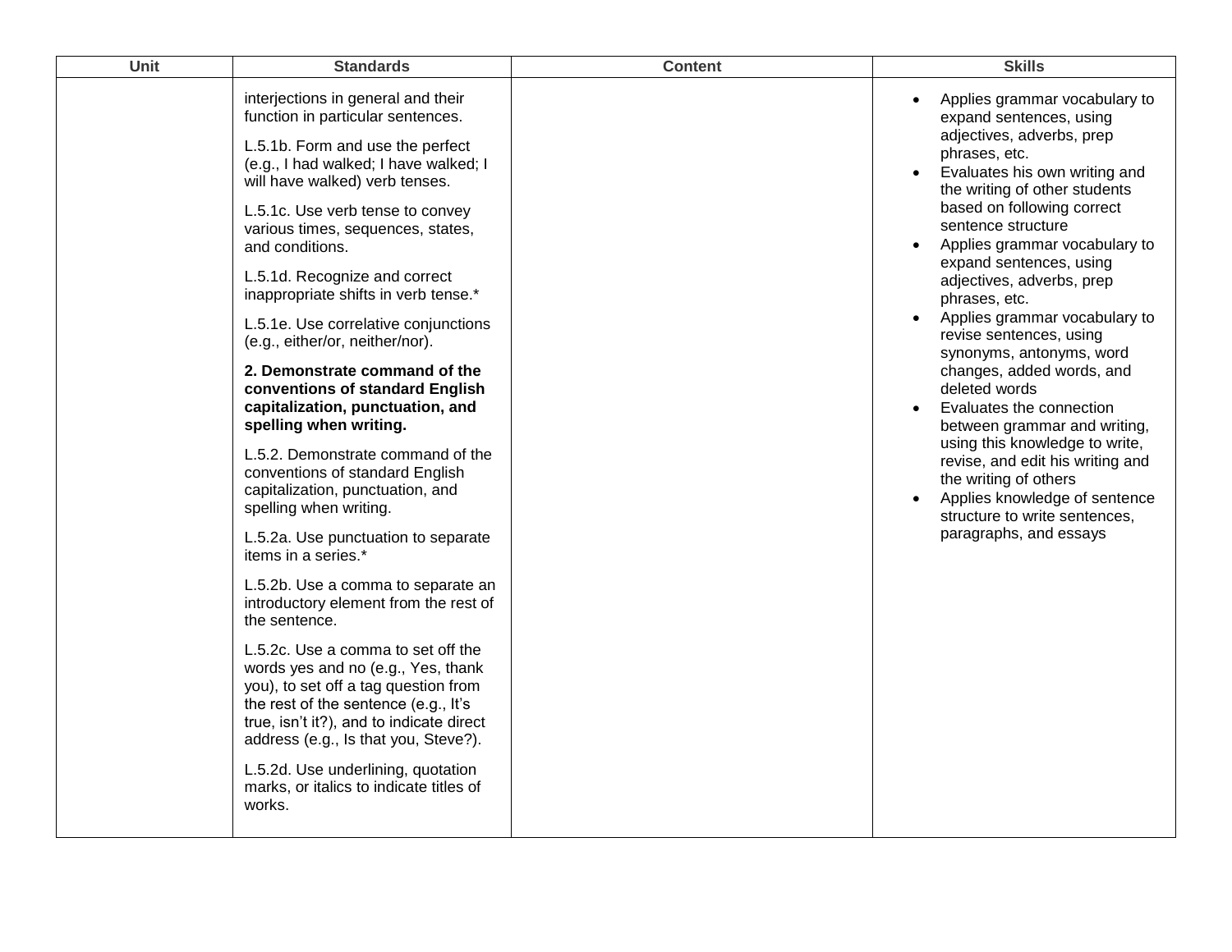| Unit | Standards | Content | Skills |
|---|---|---|---|
| | interjections in general and their function in particular sentences.<br><br>L.5.1b. Form and use the perfect (e.g., I had walked; I have walked; I will have walked) verb tenses.<br><br>L.5.1c. Use verb tense to convey various times, sequences, states, and conditions.<br><br>L.5.1d. Recognize and correct inappropriate shifts in verb tense.*<br><br>L.5.1e. Use correlative conjunctions (e.g., either/or, neither/nor).<br><br>**2. Demonstrate command of the conventions of standard English capitalization, punctuation, and spelling when writing.**<br><br>L.5.2. Demonstrate command of the conventions of standard English capitalization, punctuation, and spelling when writing.<br><br>L.5.2a. Use punctuation to separate items in a series.*<br><br>L.5.2b. Use a comma to separate an introductory element from the rest of the sentence.<br><br>L.5.2c. Use a comma to set off the words yes and no (e.g., Yes, thank you), to set off a tag question from the rest of the sentence (e.g., It's true, isn't it?), and to indicate direct address (e.g., Is that you, Steve?).<br><br>L.5.2d. Use underlining, quotation marks, or italics to indicate titles of works. | | • Applies grammar vocabulary to expand sentences, using adjectives, adverbs, prep phrases, etc.<br>• Evaluates his own writing and the writing of other students based on following correct sentence structure<br>• Applies grammar vocabulary to expand sentences, using adjectives, adverbs, prep phrases, etc.<br>• Applies grammar vocabulary to revise sentences, using synonyms, antonyms, word changes, added words, and deleted words<br>• Evaluates the connection between grammar and writing, using this knowledge to write, revise, and edit his writing and the writing of others<br>• Applies knowledge of sentence structure to write sentences, paragraphs, and essays |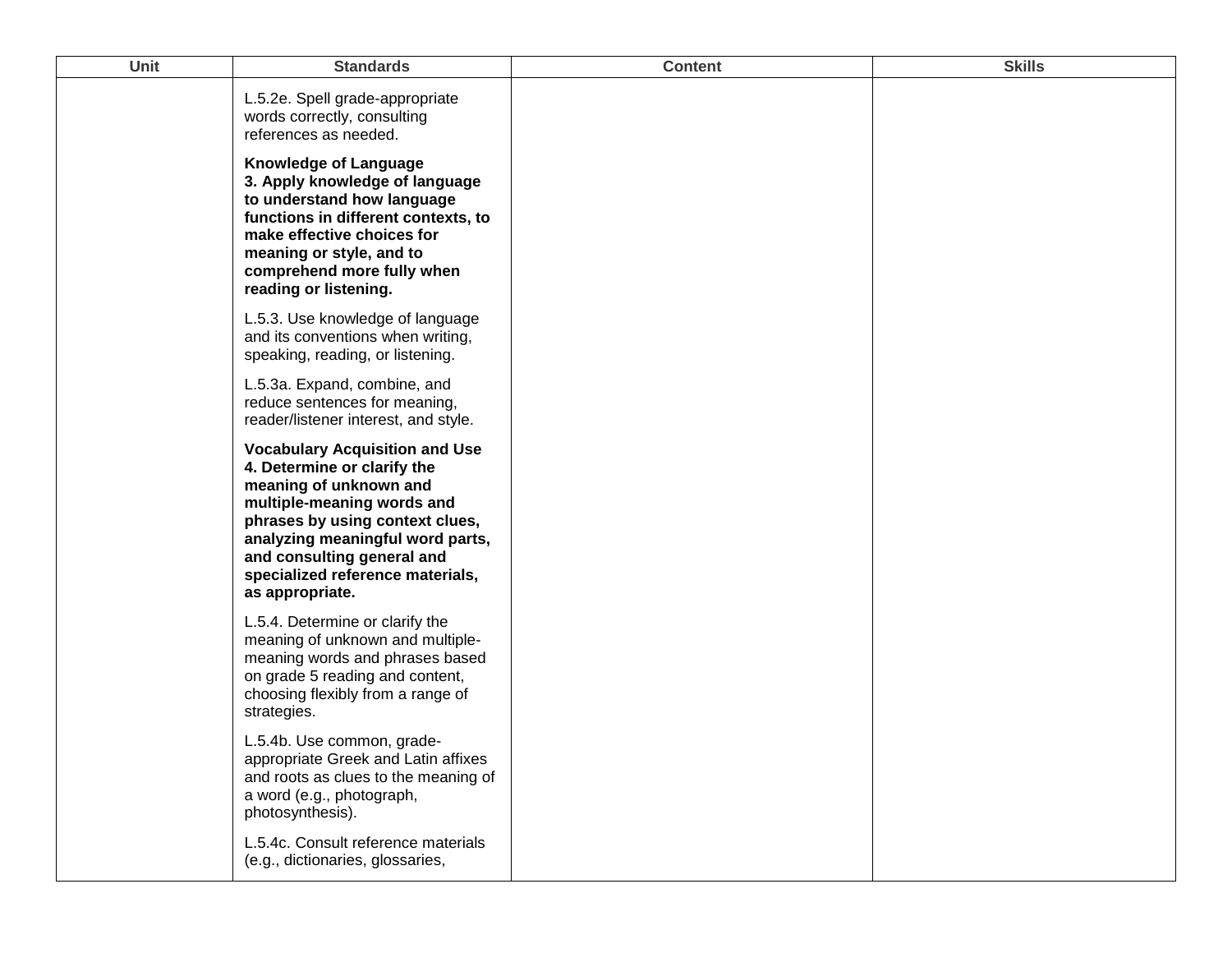| Unit | Standards | Content | Skills |
| --- | --- | --- | --- |
| | L.5.2e. Spell grade-appropriate words correctly, consulting references as needed.<br><br>**Knowledge of Language**<br>**3. Apply knowledge of language to understand how language functions in different contexts, to make effective choices for meaning or style, and to comprehend more fully when reading or listening.**<br><br>L.5.3. Use knowledge of language and its conventions when writing, speaking, reading, or listening.<br><br>L.5.3a. Expand, combine, and reduce sentences for meaning, reader/listener interest, and style.<br><br>**Vocabulary Acquisition and Use**<br>**4. Determine or clarify the meaning of unknown and multiple-meaning words and phrases by using context clues, analyzing meaningful word parts, and consulting general and specialized reference materials, as appropriate.**<br><br>L.5.4. Determine or clarify the meaning of unknown and multiple-meaning words and phrases based on grade 5 reading and content, choosing flexibly from a range of strategies.<br><br>L.5.4b. Use common, grade-appropriate Greek and Latin affixes and roots as clues to the meaning of a word (e.g., photograph, photosynthesis).<br><br>L.5.4c. Consult reference materials (e.g., dictionaries, glossaries, | | |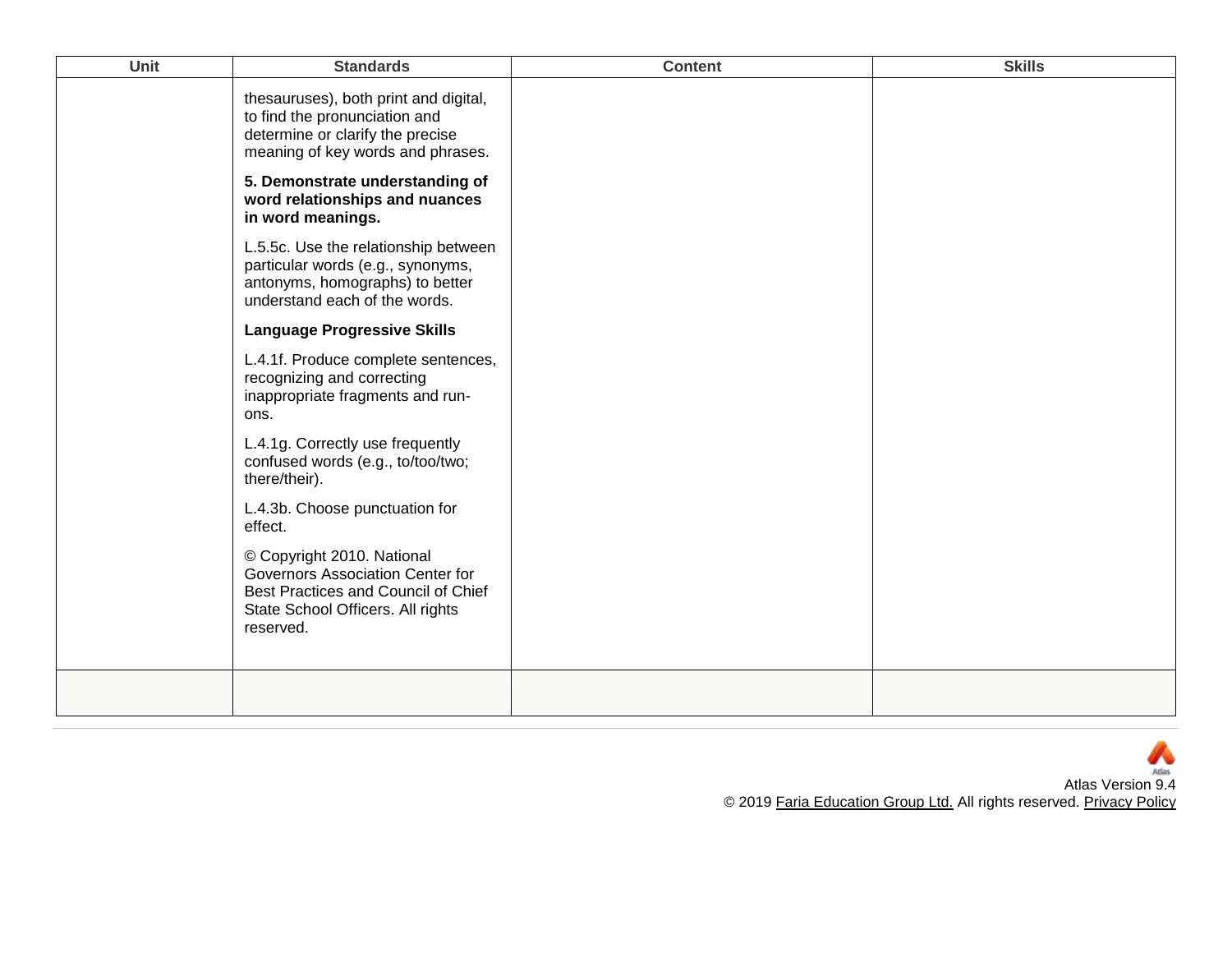| Unit | Standards | Content | Skills |
| --- | --- | --- | --- |
| | thesauruses), both print and digital, to find the pronunciation and determine or clarify the precise meaning of key words and phrases.<br><br>**5. Demonstrate understanding of word relationships and nuances in word meanings.**<br><br>L.5.5c. Use the relationship between particular words (e.g., synonyms, antonyms, homographs) to better understand each of the words.<br><br>**Language Progressive Skills**<br><br>L.4.1f. Produce complete sentences, recognizing and correcting inappropriate fragments and run-ons.<br><br>L.4.1g. Correctly use frequently confused words (e.g., to/too/two; there/their).<br><br>L.4.3b. Choose punctuation for effect.<br><br>© Copyright 2010. National Governors Association Center for Best Practices and Council of Chief State School Officers. All rights reserved. | | |
| | | | |

Atlas Version 9.4
© 2019 Faria Education Group Ltd. All rights reserved. Privacy Policy